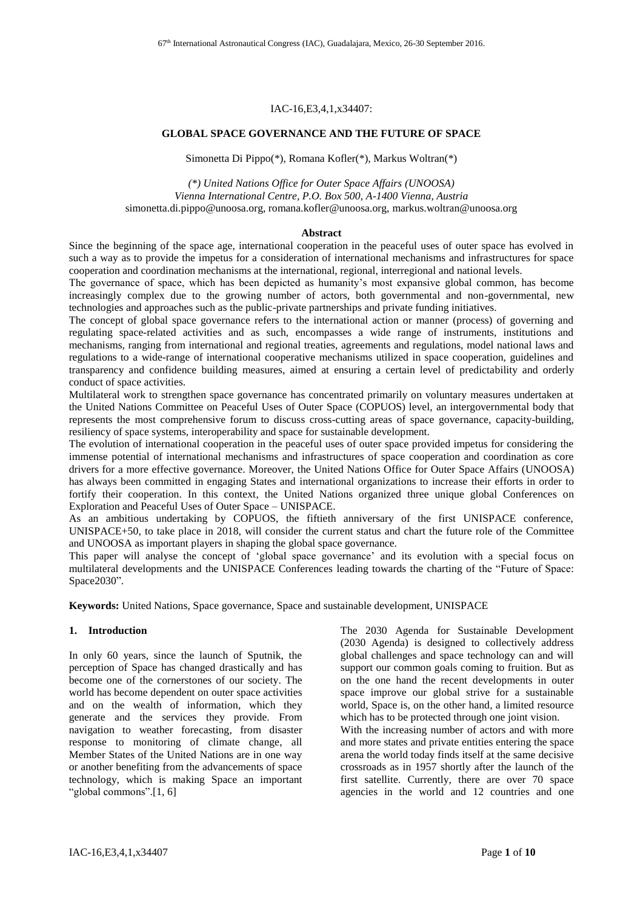IAC-16,E3,4,1,x34407:

# GLOBAL SPACE GOVERNANCE AND THE FUTURE OF SPACE

Simonetta Di Pippo(\*), Romana Kofler(\*), Markus Woltran(\*)

*(\*) United Nations Office for Outer Space Affairs (UNOOSA)*
*Vienna International Centre, P.O. Box 500, A-1400 Vienna, Austria*
simonetta.di.pippo@unoosa.org, romana.kofler@unoosa.org, markus.woltran@unoosa.org

## Abstract

Since the beginning of the space age, international cooperation in the peaceful uses of outer space has evolved in such a way as to provide the impetus for a consideration of international mechanisms and infrastructures for space cooperation and coordination mechanisms at the international, regional, interregional and national levels.

The governance of space, which has been depicted as humanity's most expansive global common, has become increasingly complex due to the growing number of actors, both governmental and non-governmental, new technologies and approaches such as the public-private partnerships and private funding initiatives.

The concept of global space governance refers to the international action or manner (process) of governing and regulating space-related activities and as such, encompasses a wide range of instruments, institutions and mechanisms, ranging from international and regional treaties, agreements and regulations, model national laws and regulations to a wide-range of international cooperative mechanisms utilized in space cooperation, guidelines and transparency and confidence building measures, aimed at ensuring a certain level of predictability and orderly conduct of space activities.

Multilateral work to strengthen space governance has concentrated primarily on voluntary measures undertaken at the United Nations Committee on Peaceful Uses of Outer Space (COPUOS) level, an intergovernmental body that represents the most comprehensive forum to discuss cross-cutting areas of space governance, capacity-building, resiliency of space systems, interoperability and space for sustainable development.

The evolution of international cooperation in the peaceful uses of outer space provided impetus for considering the immense potential of international mechanisms and infrastructures of space cooperation and coordination as core drivers for a more effective governance. Moreover, the United Nations Office for Outer Space Affairs (UNOOSA) has always been committed in engaging States and international organizations to increase their efforts in order to fortify their cooperation. In this context, the United Nations organized three unique global Conferences on Exploration and Peaceful Uses of Outer Space – UNISPACE.

As an ambitious undertaking by COPUOS, the fiftieth anniversary of the first UNISPACE conference, UNISPACE+50, to take place in 2018, will consider the current status and chart the future role of the Committee and UNOOSA as important players in shaping the global space governance.

This paper will analyse the concept of 'global space governance' and its evolution with a special focus on multilateral developments and the UNISPACE Conferences leading towards the charting of the "Future of Space: Space2030".

**Keywords:** United Nations, Space governance, Space and sustainable development, UNISPACE

## 1. Introduction

In only 60 years, since the launch of Sputnik, the perception of Space has changed drastically and has become one of the cornerstones of our society. The world has become dependent on outer space activities and on the wealth of information, which they generate and the services they provide. From navigation to weather forecasting, from disaster response to monitoring of climate change, all Member States of the United Nations are in one way or another benefiting from the advancements of space technology, which is making Space an important "global commons".[1, 6]

The 2030 Agenda for Sustainable Development (2030 Agenda) is designed to collectively address global challenges and space technology can and will support our common goals coming to fruition. But as on the one hand the recent developments in outer space improve our global strive for a sustainable world, Space is, on the other hand, a limited resource which has to be protected through one joint vision.

With the increasing number of actors and with more and more states and private entities entering the space arena the world today finds itself at the same decisive crossroads as in 1957 shortly after the launch of the first satellite. Currently, there are over 70 space agencies in the world and 12 countries and one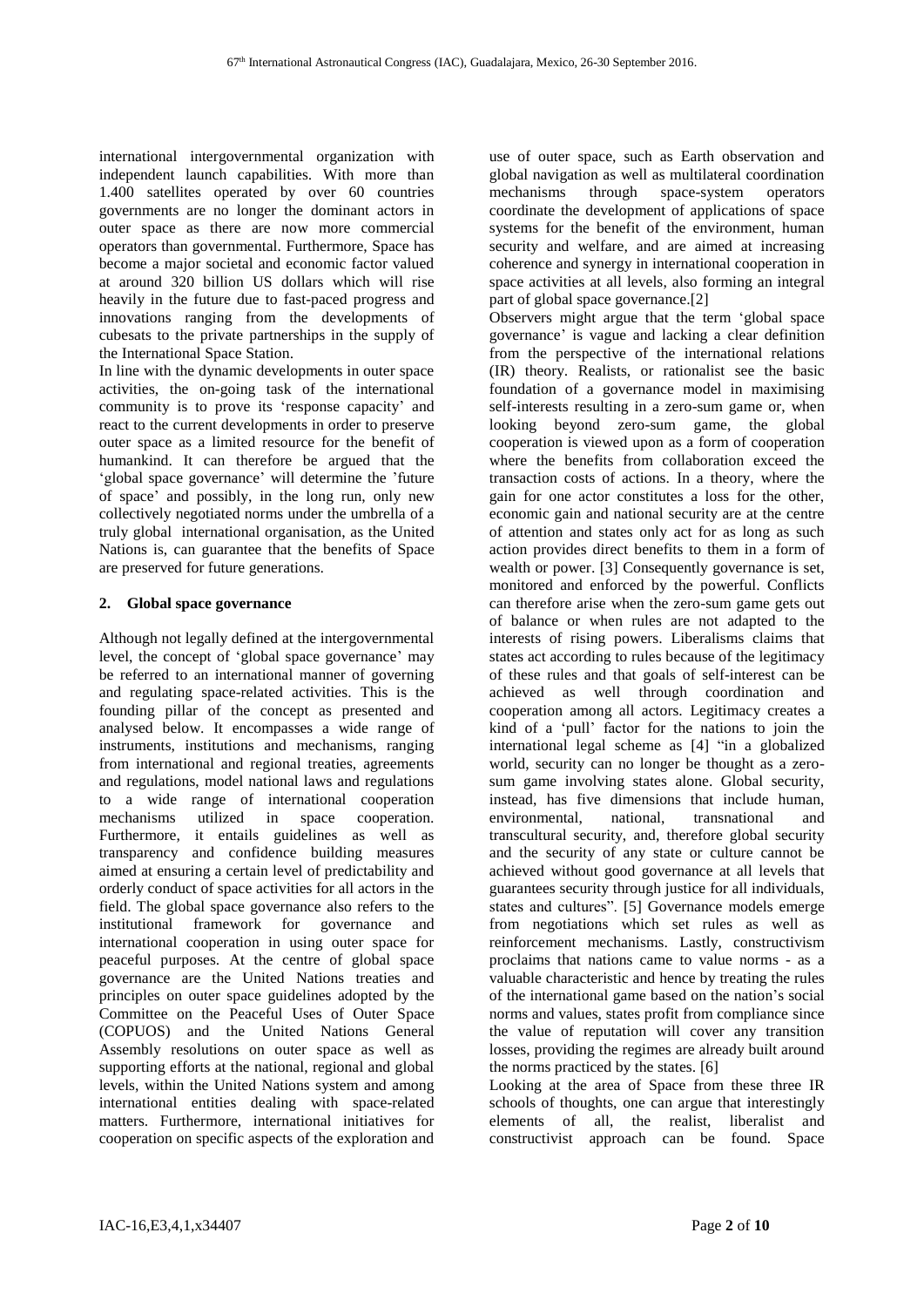international intergovernmental organization with independent launch capabilities. With more than 1.400 satellites operated by over 60 countries governments are no longer the dominant actors in outer space as there are now more commercial operators than governmental. Furthermore, Space has become a major societal and economic factor valued at around 320 billion US dollars which will rise heavily in the future due to fast-paced progress and innovations ranging from the developments of cubesats to the private partnerships in the supply of the International Space Station.

In line with the dynamic developments in outer space activities, the on-going task of the international community is to prove its 'response capacity' and react to the current developments in order to preserve outer space as a limited resource for the benefit of humankind. It can therefore be argued that the 'global space governance' will determine the 'future of space' and possibly, in the long run, only new collectively negotiated norms under the umbrella of a truly global international organisation, as the United Nations is, can guarantee that the benefits of Space are preserved for future generations.

## 2. Global space governance

Although not legally defined at the intergovernmental level, the concept of 'global space governance' may be referred to an international manner of governing and regulating space-related activities. This is the founding pillar of the concept as presented and analysed below. It encompasses a wide range of instruments, institutions and mechanisms, ranging from international and regional treaties, agreements and regulations, model national laws and regulations to a wide range of international cooperation mechanisms utilized in space cooperation. Furthermore, it entails guidelines as well as transparency and confidence building measures aimed at ensuring a certain level of predictability and orderly conduct of space activities for all actors in the field. The global space governance also refers to the institutional framework for governance and international cooperation in using outer space for peaceful purposes. At the centre of global space governance are the United Nations treaties and principles on outer space guidelines adopted by the Committee on the Peaceful Uses of Outer Space (COPUOS) and the United Nations General Assembly resolutions on outer space as well as supporting efforts at the national, regional and global levels, within the United Nations system and among international entities dealing with space-related matters. Furthermore, international initiatives for cooperation on specific aspects of the exploration and use of outer space, such as Earth observation and global navigation as well as multilateral coordination mechanisms through space-system operators coordinate the development of applications of space systems for the benefit of the environment, human security and welfare, and are aimed at increasing coherence and synergy in international cooperation in space activities at all levels, also forming an integral part of global space governance.[2]

Observers might argue that the term 'global space governance' is vague and lacking a clear definition from the perspective of the international relations (IR) theory. Realists, or rationalist see the basic foundation of a governance model in maximising self-interests resulting in a zero-sum game or, when looking beyond zero-sum game, the global cooperation is viewed upon as a form of cooperation where the benefits from collaboration exceed the transaction costs of actions. In a theory, where the gain for one actor constitutes a loss for the other, economic gain and national security are at the centre of attention and states only act for as long as such action provides direct benefits to them in a form of wealth or power. [3] Consequently governance is set, monitored and enforced by the powerful. Conflicts can therefore arise when the zero-sum game gets out of balance or when rules are not adapted to the interests of rising powers. Liberalisms claims that states act according to rules because of the legitimacy of these rules and that goals of self-interest can be achieved as well through coordination and cooperation among all actors. Legitimacy creates a kind of a 'pull' factor for the nations to join the international legal scheme as [4] "in a globalized world, security can no longer be thought as a zero-sum game involving states alone. Global security, instead, has five dimensions that include human, environmental, national, transnational and transcultural security, and, therefore global security and the security of any state or culture cannot be achieved without good governance at all levels that guarantees security through justice for all individuals, states and cultures". [5] Governance models emerge from negotiations which set rules as well as reinforcement mechanisms. Lastly, constructivism proclaims that nations came to value norms - as a valuable characteristic and hence by treating the rules of the international game based on the nation's social norms and values, states profit from compliance since the value of reputation will cover any transition losses, providing the regimes are already built around the norms practiced by the states. [6]

Looking at the area of Space from these three IR schools of thoughts, one can argue that interestingly elements of all, the realist, liberalist and constructivist approach can be found. Space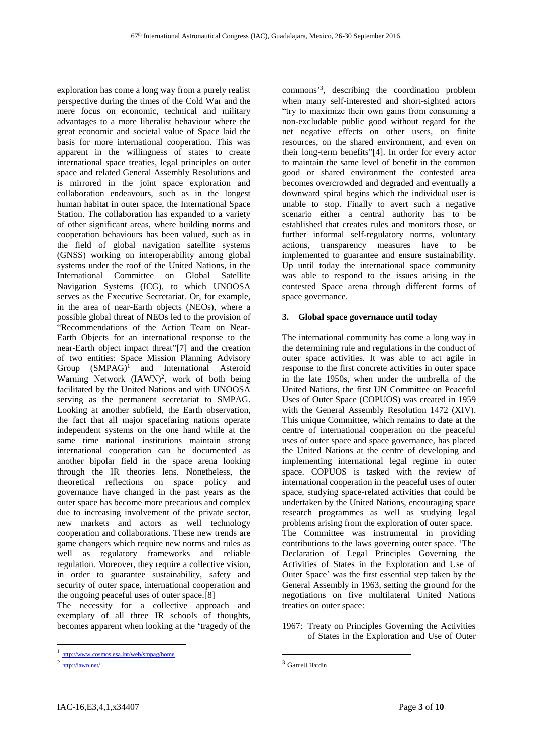exploration has come a long way from a purely realist perspective during the times of the Cold War and the mere focus on economic, technical and military advantages to a more liberalist behaviour where the great economic and societal value of Space laid the basis for more international cooperation. This was apparent in the willingness of states to create international space treaties, legal principles on outer space and related General Assembly Resolutions and is mirrored in the joint space exploration and collaboration endeavours, such as in the longest human habitat in outer space, the International Space Station. The collaboration has expanded to a variety of other significant areas, where building norms and cooperation behaviours has been valued, such as in the field of global navigation satellite systems (GNSS) working on interoperability among global systems under the roof of the United Nations, in the International Committee on Global Satellite Navigation Systems (ICG), to which UNOOSA serves as the Executive Secretariat. Or, for example, in the area of near-Earth objects (NEOs), where a possible global threat of NEOs led to the provision of "Recommendations of the Action Team on Near-Earth Objects for an international response to the near-Earth object impact threat"[7] and the creation of two entities: Space Mission Planning Advisory Group (SMPAG)[1] and International Asteroid Warning Network (IAWN)[2], work of both being facilitated by the United Nations and with UNOOSA serving as the permanent secretariat to SMPAG. Looking at another subfield, the Earth observation, the fact that all major spacefaring nations operate independent systems on the one hand while at the same time national institutions maintain strong international cooperation can be documented as another bipolar field in the space arena looking through the IR theories lens. Nonetheless, the theoretical reflections on space policy and governance have changed in the past years as the outer space has become more precarious and complex due to increasing involvement of the private sector, new markets and actors as well technology cooperation and collaborations. These new trends are game changers which require new norms and rules as well as regulatory frameworks and reliable regulation. Moreover, they require a collective vision, in order to guarantee sustainability, safety and security of outer space, international cooperation and the ongoing peaceful uses of outer space.[8]

The necessity for a collective approach and exemplary of all three IR schools of thoughts, becomes apparent when looking at the 'tragedy of the commons'[3], describing the coordination problem when many self-interested and short-sighted actors "try to maximize their own gains from consuming a non-excludable public good without regard for the net negative effects on other users, on finite resources, on the shared environment, and even on their long-term benefits"[4]. In order for every actor to maintain the same level of benefit in the common good or shared environment the contested area becomes overcrowded and degraded and eventually a downward spiral begins which the individual user is unable to stop. Finally to avert such a negative scenario either a central authority has to be established that creates rules and monitors those, or further informal self-regulatory norms, voluntary actions, transparency measures have to be implemented to guarantee and ensure sustainability. Up until today the international space community was able to respond to the issues arising in the contested Space arena through different forms of space governance.

## 3. Global space governance until today

The international community has come a long way in the determining rule and regulations in the conduct of outer space activities. It was able to act agile in response to the first concrete activities in outer space in the late 1950s, when under the umbrella of the United Nations, the first UN Committee on Peaceful Uses of Outer Space (COPUOS) was created in 1959 with the General Assembly Resolution 1472 (XIV). This unique Committee, which remains to date at the centre of international cooperation on the peaceful uses of outer space and space governance, has placed the United Nations at the centre of developing and implementing international legal regime in outer space. COPUOS is tasked with the review of international cooperation in the peaceful uses of outer space, studying space-related activities that could be undertaken by the United Nations, encouraging space research programmes as well as studying legal problems arising from the exploration of outer space.

The Committee was instrumental in providing contributions to the laws governing outer space. 'The Declaration of Legal Principles Governing the Activities of States in the Exploration and Use of Outer Space' was the first essential step taken by the General Assembly in 1963, setting the ground for the negotiations on five multilateral United Nations treaties on outer space:

1967: Treaty on Principles Governing the Activities of States in the Exploration and Use of Outer

---

[1] http://www.cosmos.esa.int/web/smpag/home

[2] http://iawn.net/

[3] Garrett Hardin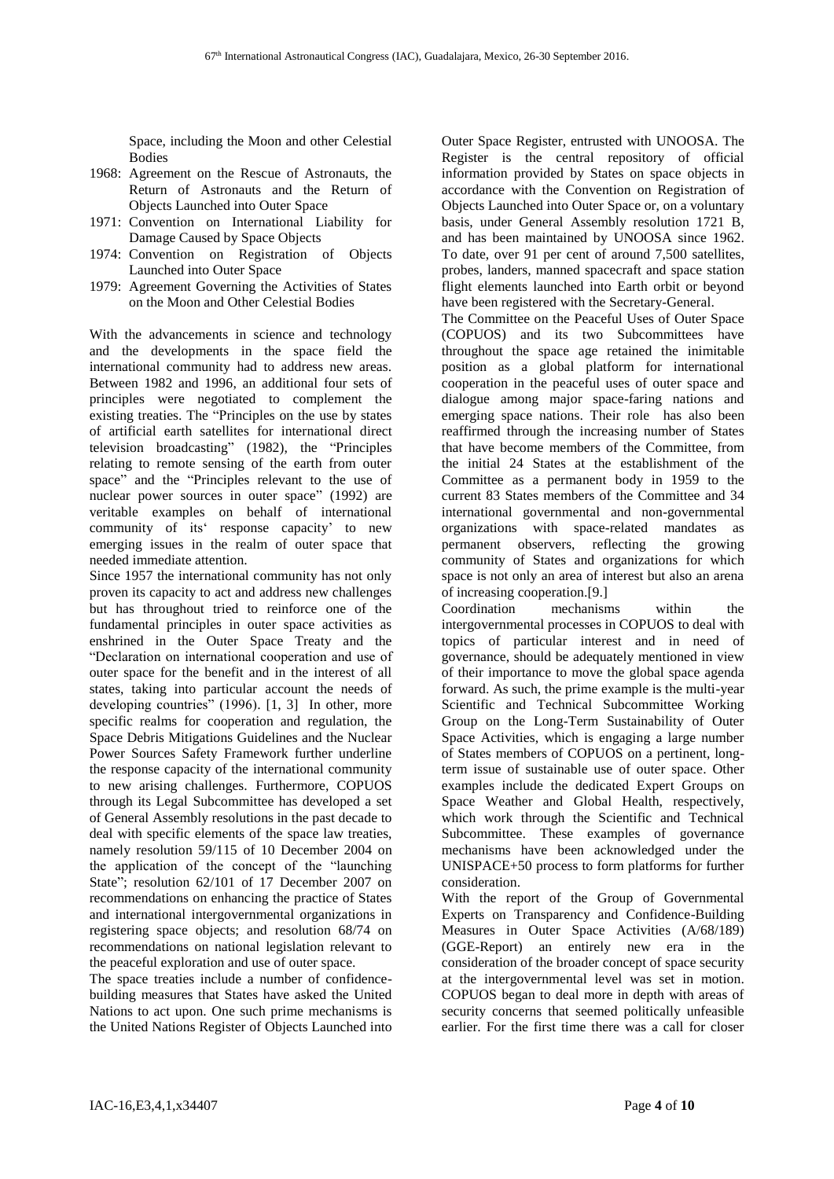Space, including the Moon and other Celestial Bodies

- 1968: Agreement on the Rescue of Astronauts, the Return of Astronauts and the Return of Objects Launched into Outer Space
- 1971: Convention on International Liability for Damage Caused by Space Objects
- 1974: Convention on Registration of Objects Launched into Outer Space
- 1979: Agreement Governing the Activities of States on the Moon and Other Celestial Bodies

With the advancements in science and technology and the developments in the space field the international community had to address new areas. Between 1982 and 1996, an additional four sets of principles were negotiated to complement the existing treaties. The "Principles on the use by states of artificial earth satellites for international direct television broadcasting" (1982), the "Principles relating to remote sensing of the earth from outer space" and the "Principles relevant to the use of nuclear power sources in outer space" (1992) are veritable examples on behalf of international community of its' response capacity' to new emerging issues in the realm of outer space that needed immediate attention.

Since 1957 the international community has not only proven its capacity to act and address new challenges but has throughout tried to reinforce one of the fundamental principles in outer space activities as enshrined in the Outer Space Treaty and the "Declaration on international cooperation and use of outer space for the benefit and in the interest of all states, taking into particular account the needs of developing countries" (1996). [1, 3] In other, more specific realms for cooperation and regulation, the Space Debris Mitigations Guidelines and the Nuclear Power Sources Safety Framework further underline the response capacity of the international community to new arising challenges. Furthermore, COPUOS through its Legal Subcommittee has developed a set of General Assembly resolutions in the past decade to deal with specific elements of the space law treaties, namely resolution 59/115 of 10 December 2004 on the application of the concept of the "launching State"; resolution 62/101 of 17 December 2007 on recommendations on enhancing the practice of States and international intergovernmental organizations in registering space objects; and resolution 68/74 on recommendations on national legislation relevant to the peaceful exploration and use of outer space.

The space treaties include a number of confidence-building measures that States have asked the United Nations to act upon. One such prime mechanisms is the United Nations Register of Objects Launched into Outer Space Register, entrusted with UNOOSA. The Register is the central repository of official information provided by States on space objects in accordance with the Convention on Registration of Objects Launched into Outer Space or, on a voluntary basis, under General Assembly resolution 1721 B, and has been maintained by UNOOSA since 1962. To date, over 91 per cent of around 7,500 satellites, probes, landers, manned spacecraft and space station flight elements launched into Earth orbit or beyond have been registered with the Secretary-General.

The Committee on the Peaceful Uses of Outer Space (COPUOS) and its two Subcommittees have throughout the space age retained the inimitable position as a global platform for international cooperation in the peaceful uses of outer space and dialogue among major space-faring nations and emerging space nations. Their role has also been reaffirmed through the increasing number of States that have become members of the Committee, from the initial 24 States at the establishment of the Committee as a permanent body in 1959 to the current 83 States members of the Committee and 34 international governmental and non-governmental organizations with space-related mandates as permanent observers, reflecting the growing community of States and organizations for which space is not only an area of interest but also an arena of increasing cooperation.[9.]

Coordination mechanisms within the intergovernmental processes in COPUOS to deal with topics of particular interest and in need of governance, should be adequately mentioned in view of their importance to move the global space agenda forward. As such, the prime example is the multi-year Scientific and Technical Subcommittee Working Group on the Long-Term Sustainability of Outer Space Activities, which is engaging a large number of States members of COPUOS on a pertinent, long-term issue of sustainable use of outer space. Other examples include the dedicated Expert Groups on Space Weather and Global Health, respectively, which work through the Scientific and Technical Subcommittee. These examples of governance mechanisms have been acknowledged under the UNISPACE+50 process to form platforms for further consideration.

With the report of the Group of Governmental Experts on Transparency and Confidence-Building Measures in Outer Space Activities (A/68/189) (GGE-Report) an entirely new era in the consideration of the broader concept of space security at the intergovernmental level was set in motion. COPUOS began to deal more in depth with areas of security concerns that seemed politically unfeasible earlier. For the first time there was a call for closer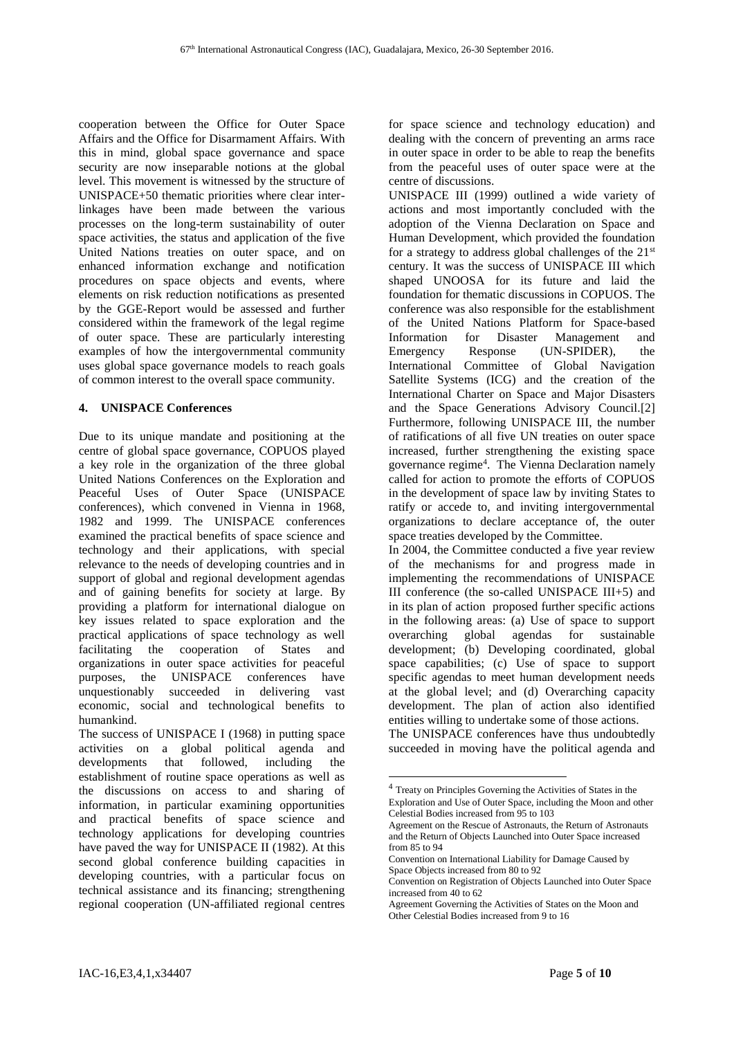cooperation between the Office for Outer Space Affairs and the Office for Disarmament Affairs. With this in mind, global space governance and space security are now inseparable notions at the global level. This movement is witnessed by the structure of UNISPACE+50 thematic priorities where clear inter-linkages have been made between the various processes on the long-term sustainability of outer space activities, the status and application of the five United Nations treaties on outer space, and on enhanced information exchange and notification procedures on space objects and events, where elements on risk reduction notifications as presented by the GGE-Report would be assessed and further considered within the framework of the legal regime of outer space. These are particularly interesting examples of how the intergovernmental community uses global space governance models to reach goals of common interest to the overall space community.

## 4. UNISPACE Conferences

Due to its unique mandate and positioning at the centre of global space governance, COPUOS played a key role in the organization of the three global United Nations Conferences on the Exploration and Peaceful Uses of Outer Space (UNISPACE conferences), which convened in Vienna in 1968, 1982 and 1999. The UNISPACE conferences examined the practical benefits of space science and technology and their applications, with special relevance to the needs of developing countries and in support of global and regional development agendas and of gaining benefits for society at large. By providing a platform for international dialogue on key issues related to space exploration and the practical applications of space technology as well facilitating the cooperation of States and organizations in outer space activities for peaceful purposes, the UNISPACE conferences have unquestionably succeeded in delivering vast economic, social and technological benefits to humankind.

The success of UNISPACE I (1968) in putting space activities on a global political agenda and developments that followed, including the establishment of routine space operations as well as the discussions on access to and sharing of information, in particular examining opportunities and practical benefits of space science and technology applications for developing countries have paved the way for UNISPACE II (1982). At this second global conference building capacities in developing countries, with a particular focus on technical assistance and its financing; strengthening regional cooperation (UN-affiliated regional centres for space science and technology education) and dealing with the concern of preventing an arms race in outer space in order to be able to reap the benefits from the peaceful uses of outer space were at the centre of discussions.

UNISPACE III (1999) outlined a wide variety of actions and most importantly concluded with the adoption of the Vienna Declaration on Space and Human Development, which provided the foundation for a strategy to address global challenges of the 21st century. It was the success of UNISPACE III which shaped UNOOSA for its future and laid the foundation for thematic discussions in COPUOS. The conference was also responsible for the establishment of the United Nations Platform for Space-based Information for Disaster Management and Emergency Response (UN-SPIDER), the International Committee of Global Navigation Satellite Systems (ICG) and the creation of the International Charter on Space and Major Disasters and the Space Generations Advisory Council.[2] Furthermore, following UNISPACE III, the number of ratifications of all five UN treaties on outer space increased, further strengthening the existing space governance regime[4]. The Vienna Declaration namely called for action to promote the efforts of COPUOS in the development of space law by inviting States to ratify or accede to, and inviting intergovernmental organizations to declare acceptance of, the outer space treaties developed by the Committee.

In 2004, the Committee conducted a five year review of the mechanisms for and progress made in implementing the recommendations of UNISPACE III conference (the so-called UNISPACE III+5) and in its plan of action proposed further specific actions in the following areas: (a) Use of space to support overarching global agendas for sustainable development; (b) Developing coordinated, global space capabilities; (c) Use of space to support specific agendas to meet human development needs at the global level; and (d) Overarching capacity development. The plan of action also identified entities willing to undertake some of those actions.

The UNISPACE conferences have thus undoubtedly succeeded in moving have the political agenda and

[4] Treaty on Principles Governing the Activities of States in the Exploration and Use of Outer Space, including the Moon and other Celestial Bodies increased from 95 to 103
Agreement on the Rescue of Astronauts, the Return of Astronauts and the Return of Objects Launched into Outer Space increased from 85 to 94
Convention on International Liability for Damage Caused by Space Objects increased from 80 to 92
Convention on Registration of Objects Launched into Outer Space increased from 40 to 62
Agreement Governing the Activities of States on the Moon and Other Celestial Bodies increased from 9 to 16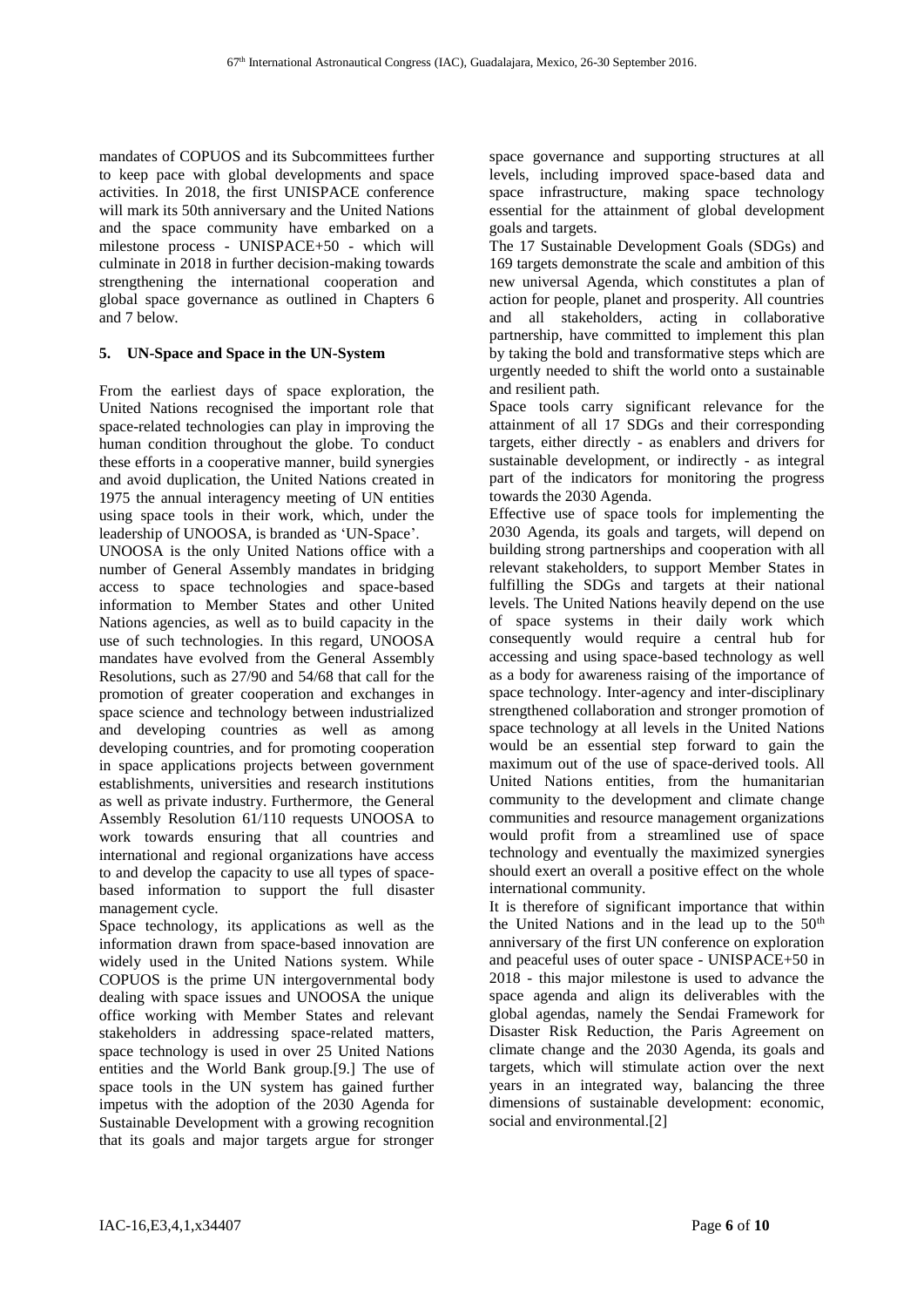mandates of COPUOS and its Subcommittees further to keep pace with global developments and space activities. In 2018, the first UNISPACE conference will mark its 50th anniversary and the United Nations and the space community have embarked on a milestone process - UNISPACE+50 - which will culminate in 2018 in further decision-making towards strengthening the international cooperation and global space governance as outlined in Chapters 6 and 7 below.

## 5. UN-Space and Space in the UN-System

From the earliest days of space exploration, the United Nations recognised the important role that space-related technologies can play in improving the human condition throughout the globe. To conduct these efforts in a cooperative manner, build synergies and avoid duplication, the United Nations created in 1975 the annual interagency meeting of UN entities using space tools in their work, which, under the leadership of UNOOSA, is branded as 'UN-Space'.

UNOOSA is the only United Nations office with a number of General Assembly mandates in bridging access to space technologies and space-based information to Member States and other United Nations agencies, as well as to build capacity in the use of such technologies. In this regard, UNOOSA mandates have evolved from the General Assembly Resolutions, such as 27/90 and 54/68 that call for the promotion of greater cooperation and exchanges in space science and technology between industrialized and developing countries as well as among developing countries, and for promoting cooperation in space applications projects between government establishments, universities and research institutions as well as private industry. Furthermore, the General Assembly Resolution 61/110 requests UNOOSA to work towards ensuring that all countries and international and regional organizations have access to and develop the capacity to use all types of space-based information to support the full disaster management cycle.

Space technology, its applications as well as the information drawn from space-based innovation are widely used in the United Nations system. While COPUOS is the prime UN intergovernmental body dealing with space issues and UNOOSA the unique office working with Member States and relevant stakeholders in addressing space-related matters, space technology is used in over 25 United Nations entities and the World Bank group.[9.] The use of space tools in the UN system has gained further impetus with the adoption of the 2030 Agenda for Sustainable Development with a growing recognition that its goals and major targets argue for stronger space governance and supporting structures at all levels, including improved space-based data and space infrastructure, making space technology essential for the attainment of global development goals and targets.

The 17 Sustainable Development Goals (SDGs) and 169 targets demonstrate the scale and ambition of this new universal Agenda, which constitutes a plan of action for people, planet and prosperity. All countries and all stakeholders, acting in collaborative partnership, have committed to implement this plan by taking the bold and transformative steps which are urgently needed to shift the world onto a sustainable and resilient path.

Space tools carry significant relevance for the attainment of all 17 SDGs and their corresponding targets, either directly - as enablers and drivers for sustainable development, or indirectly - as integral part of the indicators for monitoring the progress towards the 2030 Agenda.

Effective use of space tools for implementing the 2030 Agenda, its goals and targets, will depend on building strong partnerships and cooperation with all relevant stakeholders, to support Member States in fulfilling the SDGs and targets at their national levels. The United Nations heavily depend on the use of space systems in their daily work which consequently would require a central hub for accessing and using space-based technology as well as a body for awareness raising of the importance of space technology. Inter-agency and inter-disciplinary strengthened collaboration and stronger promotion of space technology at all levels in the United Nations would be an essential step forward to gain the maximum out of the use of space-derived tools. All United Nations entities, from the humanitarian community to the development and climate change communities and resource management organizations would profit from a streamlined use of space technology and eventually the maximized synergies should exert an overall a positive effect on the whole international community.

It is therefore of significant importance that within the United Nations and in the lead up to the 50th anniversary of the first UN conference on exploration and peaceful uses of outer space - UNISPACE+50 in 2018 - this major milestone is used to advance the space agenda and align its deliverables with the global agendas, namely the Sendai Framework for Disaster Risk Reduction, the Paris Agreement on climate change and the 2030 Agenda, its goals and targets, which will stimulate action over the next years in an integrated way, balancing the three dimensions of sustainable development: economic, social and environmental.[2]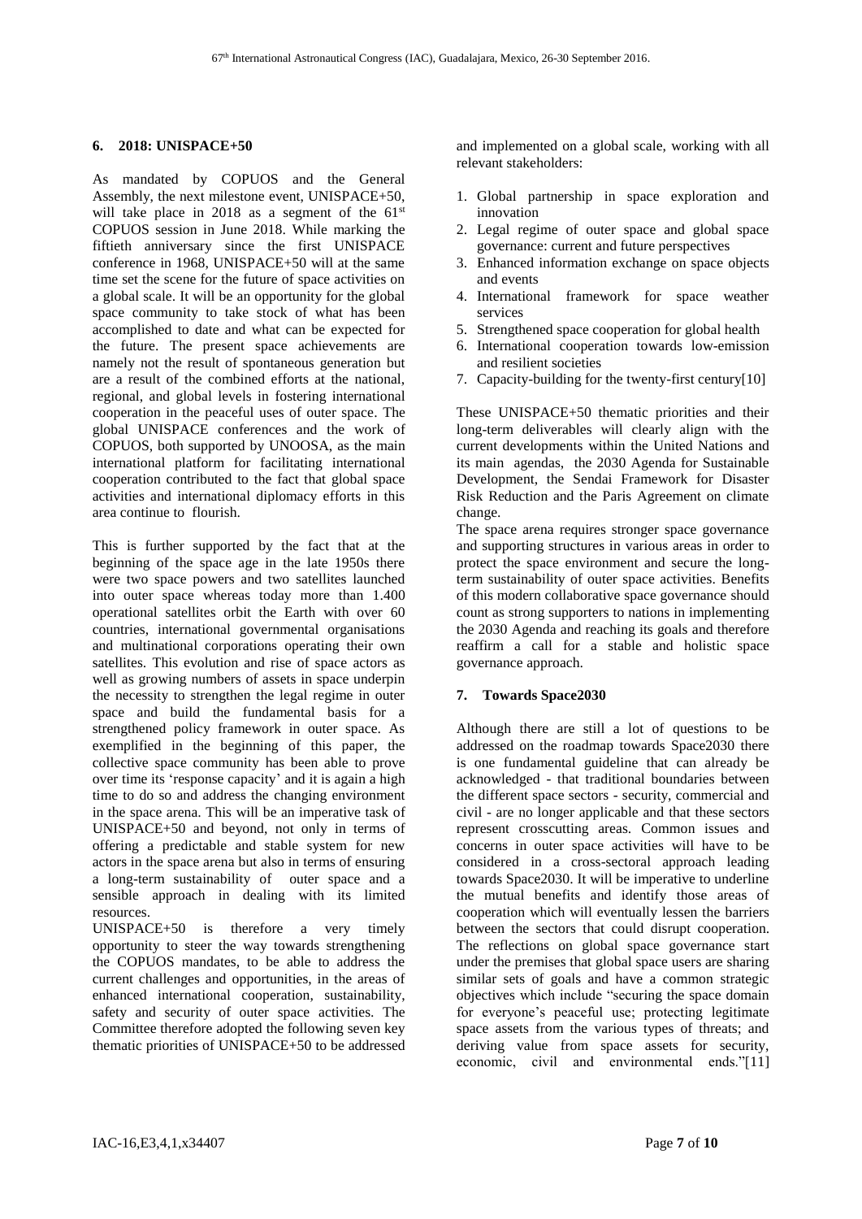## 6. 2018: UNISPACE+50

As mandated by COPUOS and the General Assembly, the next milestone event, UNISPACE+50, will take place in 2018 as a segment of the 61st COPUOS session in June 2018. While marking the fiftieth anniversary since the first UNISPACE conference in 1968, UNISPACE+50 will at the same time set the scene for the future of space activities on a global scale. It will be an opportunity for the global space community to take stock of what has been accomplished to date and what can be expected for the future. The present space achievements are namely not the result of spontaneous generation but are a result of the combined efforts at the national, regional, and global levels in fostering international cooperation in the peaceful uses of outer space. The global UNISPACE conferences and the work of COPUOS, both supported by UNOOSA, as the main international platform for facilitating international cooperation contributed to the fact that global space activities and international diplomacy efforts in this area continue to flourish.

This is further supported by the fact that at the beginning of the space age in the late 1950s there were two space powers and two satellites launched into outer space whereas today more than 1.400 operational satellites orbit the Earth with over 60 countries, international governmental organisations and multinational corporations operating their own satellites. This evolution and rise of space actors as well as growing numbers of assets in space underpin the necessity to strengthen the legal regime in outer space and build the fundamental basis for a strengthened policy framework in outer space. As exemplified in the beginning of this paper, the collective space community has been able to prove over time its 'response capacity' and it is again a high time to do so and address the changing environment in the space arena. This will be an imperative task of UNISPACE+50 and beyond, not only in terms of offering a predictable and stable system for new actors in the space arena but also in terms of ensuring a long-term sustainability of outer space and a sensible approach in dealing with its limited resources.

UNISPACE+50 is therefore a very timely opportunity to steer the way towards strengthening the COPUOS mandates, to be able to address the current challenges and opportunities, in the areas of enhanced international cooperation, sustainability, safety and security of outer space activities. The Committee therefore adopted the following seven key thematic priorities of UNISPACE+50 to be addressed and implemented on a global scale, working with all relevant stakeholders:

1. Global partnership in space exploration and innovation
2. Legal regime of outer space and global space governance: current and future perspectives
3. Enhanced information exchange on space objects and events
4. International framework for space weather services
5. Strengthened space cooperation for global health
6. International cooperation towards low-emission and resilient societies
7. Capacity-building for the twenty-first century[10]

These UNISPACE+50 thematic priorities and their long-term deliverables will clearly align with the current developments within the United Nations and its main agendas, the 2030 Agenda for Sustainable Development, the Sendai Framework for Disaster Risk Reduction and the Paris Agreement on climate change.

The space arena requires stronger space governance and supporting structures in various areas in order to protect the space environment and secure the long-term sustainability of outer space activities. Benefits of this modern collaborative space governance should count as strong supporters to nations in implementing the 2030 Agenda and reaching its goals and therefore reaffirm a call for a stable and holistic space governance approach.

## 7. Towards Space2030

Although there are still a lot of questions to be addressed on the roadmap towards Space2030 there is one fundamental guideline that can already be acknowledged - that traditional boundaries between the different space sectors - security, commercial and civil - are no longer applicable and that these sectors represent crosscutting areas. Common issues and concerns in outer space activities will have to be considered in a cross-sectoral approach leading towards Space2030. It will be imperative to underline the mutual benefits and identify those areas of cooperation which will eventually lessen the barriers between the sectors that could disrupt cooperation. The reflections on global space governance start under the premises that global space users are sharing similar sets of goals and have a common strategic objectives which include "securing the space domain for everyone's peaceful use; protecting legitimate space assets from the various types of threats; and deriving value from space assets for security, economic, civil and environmental ends."[11]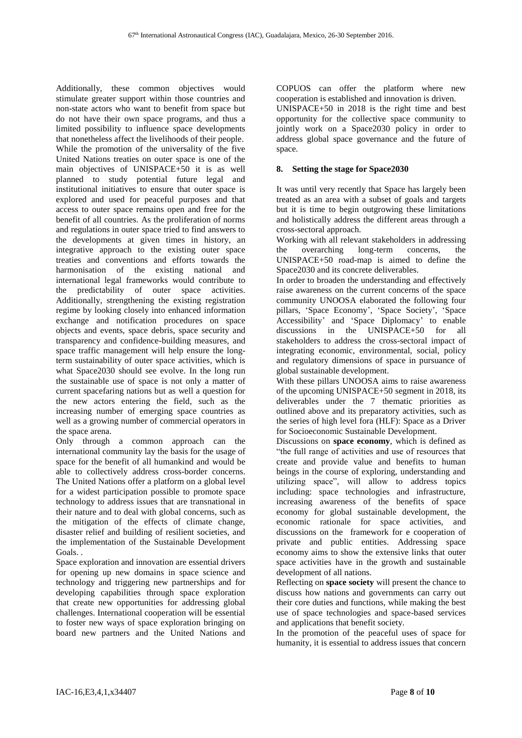Additionally, these common objectives would stimulate greater support within those countries and non-state actors who want to benefit from space but do not have their own space programs, and thus a limited possibility to influence space developments that nonetheless affect the livelihoods of their people.

While the promotion of the universality of the five United Nations treaties on outer space is one of the main objectives of UNISPACE+50 it is as well planned to study potential future legal and institutional initiatives to ensure that outer space is explored and used for peaceful purposes and that access to outer space remains open and free for the benefit of all countries. As the proliferation of norms and regulations in outer space tried to find answers to the developments at given times in history, an integrative approach to the existing outer space treaties and conventions and efforts towards the harmonisation of the existing national and international legal frameworks would contribute to the predictability of outer space activities. Additionally, strengthening the existing registration regime by looking closely into enhanced information exchange and notification procedures on space objects and events, space debris, space security and transparency and confidence-building measures, and space traffic management will help ensure the long-term sustainability of outer space activities, which is what Space2030 should see evolve. In the long run the sustainable use of space is not only a matter of current spacefaring nations but as well a question for the new actors entering the field, such as the increasing number of emerging space countries as well as a growing number of commercial operators in the space arena.

Only through a common approach can the international community lay the basis for the usage of space for the benefit of all humankind and would be able to collectively address cross-border concerns. The United Nations offer a platform on a global level for a widest participation possible to promote space technology to address issues that are transnational in their nature and to deal with global concerns, such as the mitigation of the effects of climate change, disaster relief and building of resilient societies, and the implementation of the Sustainable Development Goals. .

Space exploration and innovation are essential drivers for opening up new domains in space science and technology and triggering new partnerships and for developing capabilities through space exploration that create new opportunities for addressing global challenges. International cooperation will be essential to foster new ways of space exploration bringing on board new partners and the United Nations and COPUOS can offer the platform where new cooperation is established and innovation is driven.

UNISPACE+50 in 2018 is the right time and best opportunity for the collective space community to jointly work on a Space2030 policy in order to address global space governance and the future of space.

## 8. Setting the stage for Space2030

It was until very recently that Space has largely been treated as an area with a subset of goals and targets but it is time to begin outgrowing these limitations and holistically address the different areas through a cross-sectoral approach.

Working with all relevant stakeholders in addressing the overarching long-term concerns, the UNISPACE+50 road-map is aimed to define the Space2030 and its concrete deliverables.

In order to broaden the understanding and effectively raise awareness on the current concerns of the space community UNOOSA elaborated the following four pillars, 'Space Economy', 'Space Society', 'Space Accessibility' and 'Space Diplomacy' to enable discussions in the UNISPACE+50 for all stakeholders to address the cross-sectoral impact of integrating economic, environmental, social, policy and regulatory dimensions of space in pursuance of global sustainable development.

With these pillars UNOOSA aims to raise awareness of the upcoming UNISPACE+50 segment in 2018, its deliverables under the 7 thematic priorities as outlined above and its preparatory activities, such as the series of high level fora (HLF): Space as a Driver for Socioeconomic Sustainable Development.

Discussions on **space economy**, which is defined as "the full range of activities and use of resources that create and provide value and benefits to human beings in the course of exploring, understanding and utilizing space", will allow to address topics including: space technologies and infrastructure, increasing awareness of the benefits of space economy for global sustainable development, the economic rationale for space activities, and discussions on the framework for e cooperation of private and public entities. Addressing space economy aims to show the extensive links that outer space activities have in the growth and sustainable development of all nations.

Reflecting on **space society** will present the chance to discuss how nations and governments can carry out their core duties and functions, while making the best use of space technologies and space-based services and applications that benefit society.

In the promotion of the peaceful uses of space for humanity, it is essential to address issues that concern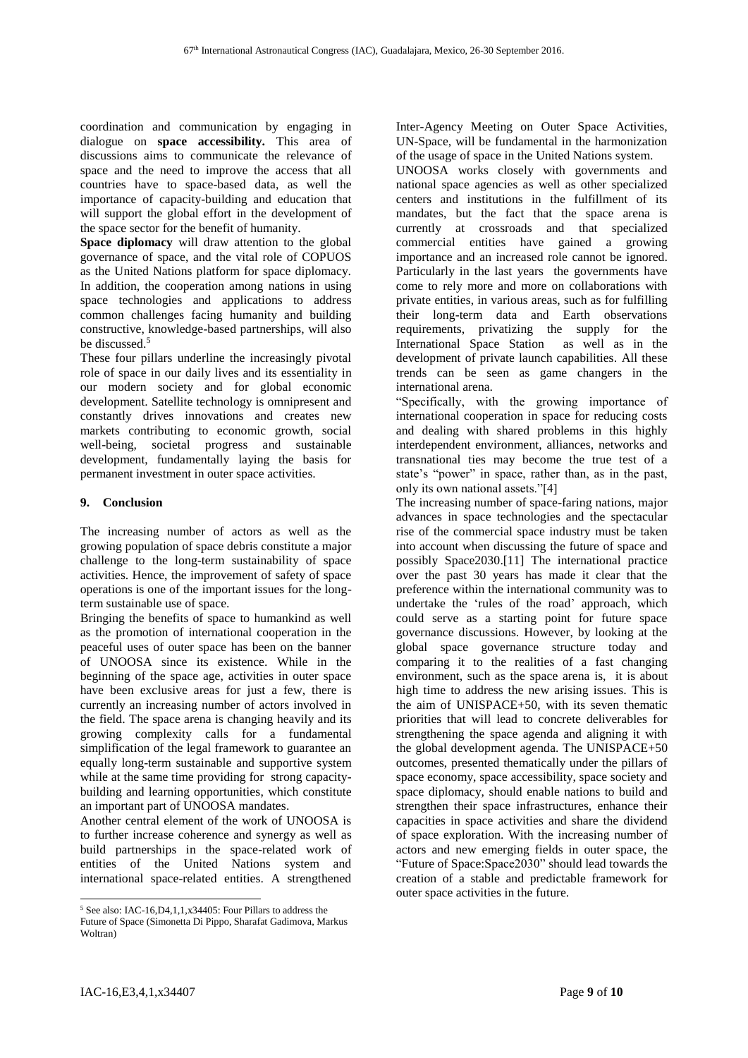coordination and communication by engaging in dialogue on **space accessibility.** This area of discussions aims to communicate the relevance of space and the need to improve the access that all countries have to space-based data, as well the importance of capacity-building and education that will support the global effort in the development of the space sector for the benefit of humanity.

**Space diplomacy** will draw attention to the global governance of space, and the vital role of COPUOS as the United Nations platform for space diplomacy. In addition, the cooperation among nations in using space technologies and applications to address common challenges facing humanity and building constructive, knowledge-based partnerships, will also be discussed.[5]

These four pillars underline the increasingly pivotal role of space in our daily lives and its essentiality in our modern society and for global economic development. Satellite technology is omnipresent and constantly drives innovations and creates new markets contributing to economic growth, social well-being, societal progress and sustainable development, fundamentally laying the basis for permanent investment in outer space activities.

## 9. Conclusion

The increasing number of actors as well as the growing population of space debris constitute a major challenge to the long-term sustainability of space activities. Hence, the improvement of safety of space operations is one of the important issues for the long-term sustainable use of space.

Bringing the benefits of space to humankind as well as the promotion of international cooperation in the peaceful uses of outer space has been on the banner of UNOOSA since its existence. While in the beginning of the space age, activities in outer space have been exclusive areas for just a few, there is currently an increasing number of actors involved in the field. The space arena is changing heavily and its growing complexity calls for a fundamental simplification of the legal framework to guarantee an equally long-term sustainable and supportive system while at the same time providing for strong capacity-building and learning opportunities, which constitute an important part of UNOOSA mandates.

Another central element of the work of UNOOSA is to further increase coherence and synergy as well as build partnerships in the space-related work of entities of the United Nations system and international space-related entities. A strengthened Inter-Agency Meeting on Outer Space Activities, UN-Space, will be fundamental in the harmonization of the usage of space in the United Nations system.

UNOOSA works closely with governments and national space agencies as well as other specialized centers and institutions in the fulfillment of its mandates, but the fact that the space arena is currently at crossroads and that specialized commercial entities have gained a growing importance and an increased role cannot be ignored. Particularly in the last years the governments have come to rely more and more on collaborations with private entities, in various areas, such as for fulfilling their long-term data and Earth observations requirements, privatizing the supply for the International Space Station as well as in the development of private launch capabilities. All these trends can be seen as game changers in the international arena.

"Specifically, with the growing importance of international cooperation in space for reducing costs and dealing with shared problems in this highly interdependent environment, alliances, networks and transnational ties may become the true test of a state's "power" in space, rather than, as in the past, only its own national assets."[4]

The increasing number of space-faring nations, major advances in space technologies and the spectacular rise of the commercial space industry must be taken into account when discussing the future of space and possibly Space2030.[11] The international practice over the past 30 years has made it clear that the preference within the international community was to undertake the 'rules of the road' approach, which could serve as a starting point for future space governance discussions. However, by looking at the global space governance structure today and comparing it to the realities of a fast changing environment, such as the space arena is, it is about high time to address the new arising issues. This is the aim of UNISPACE+50, with its seven thematic priorities that will lead to concrete deliverables for strengthening the space agenda and aligning it with the global development agenda. The UNISPACE+50 outcomes, presented thematically under the pillars of space economy, space accessibility, space society and space diplomacy, should enable nations to build and strengthen their space infrastructures, enhance their capacities in space activities and share the dividend of space exploration. With the increasing number of actors and new emerging fields in outer space, the "Future of Space:Space2030" should lead towards the creation of a stable and predictable framework for outer space activities in the future.

[5] See also: IAC-16,D4,1,1,x34405: Four Pillars to address the Future of Space (Simonetta Di Pippo, Sharafat Gadimova, Markus Woltran)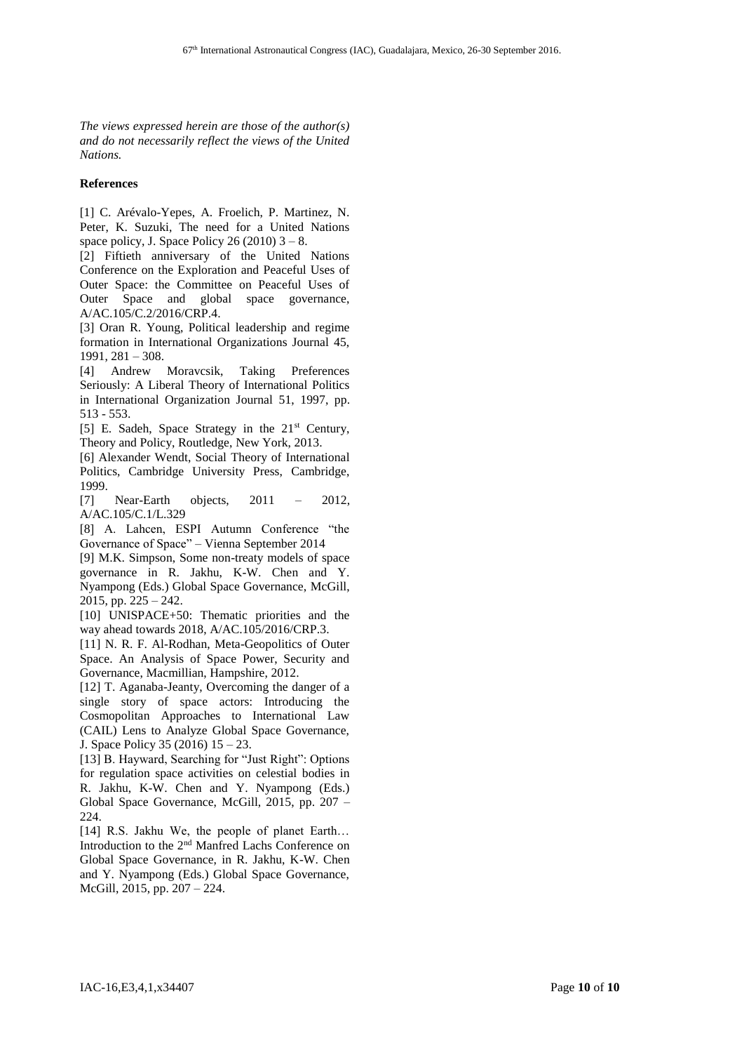*The views expressed herein are those of the author(s) and do not necessarily reflect the views of the United Nations.*

**References**

[1] C. Arévalo-Yepes, A. Froelich, P. Martinez, N. Peter, K. Suzuki, The need for a United Nations space policy, J. Space Policy 26 (2010) 3 – 8.

[2] Fiftieth anniversary of the United Nations Conference on the Exploration and Peaceful Uses of Outer Space: the Committee on Peaceful Uses of Outer Space and global space governance, A/AC.105/C.2/2016/CRP.4.

[3] Oran R. Young, Political leadership and regime formation in International Organizations Journal 45, 1991, 281 – 308.

[4] Andrew Moravcsik, Taking Preferences Seriously: A Liberal Theory of International Politics in International Organization Journal 51, 1997, pp. 513 - 553.

[5] E. Sadeh, Space Strategy in the 21st Century, Theory and Policy, Routledge, New York, 2013.

[6] Alexander Wendt, Social Theory of International Politics, Cambridge University Press, Cambridge, 1999.

[7] Near-Earth objects, 2011 – 2012, A/AC.105/C.1/L.329

[8] A. Lahcen, ESPI Autumn Conference "the Governance of Space" – Vienna September 2014

[9] M.K. Simpson, Some non-treaty models of space governance in R. Jakhu, K-W. Chen and Y. Nyampong (Eds.) Global Space Governance, McGill, 2015, pp. 225 – 242.

[10] UNISPACE+50: Thematic priorities and the way ahead towards 2018, A/AC.105/2016/CRP.3.

[11] N. R. F. Al-Rodhan, Meta-Geopolitics of Outer Space. An Analysis of Space Power, Security and Governance, Macmillian, Hampshire, 2012.

[12] T. Aganaba-Jeanty, Overcoming the danger of a single story of space actors: Introducing the Cosmopolitan Approaches to International Law (CAIL) Lens to Analyze Global Space Governance, J. Space Policy 35 (2016) 15 – 23.

[13] B. Hayward, Searching for "Just Right": Options for regulation space activities on celestial bodies in R. Jakhu, K-W. Chen and Y. Nyampong (Eds.) Global Space Governance, McGill, 2015, pp. 207 – 224.

[14] R.S. Jakhu We, the people of planet Earth… Introduction to the 2nd Manfred Lachs Conference on Global Space Governance, in R. Jakhu, K-W. Chen and Y. Nyampong (Eds.) Global Space Governance, McGill, 2015, pp. 207 – 224.